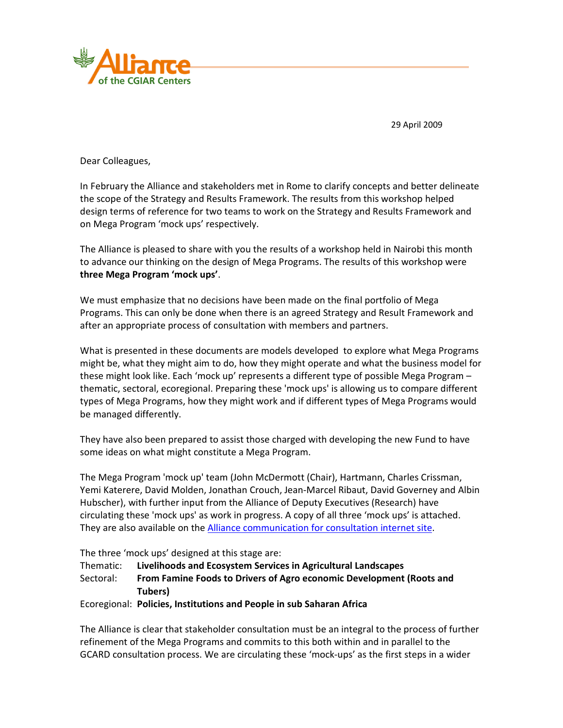Alliance of the CGIAR Centers

29 April 2009

Dear Colleagues,

In February the Alliance and stakeholders met in Rome to clarify concepts and better delineate the scope of the Strategy and Results Framework. The results from this workshop helped design terms of reference for two teams to work on the Strategy and Results Framework and on Mega Program 'mock ups' respectively.

The Alliance is pleased to share with you the results of a workshop held in Nairobi this month to advance our thinking on the design of Mega Programs. The results of this workshop were **three Mega Program 'mock ups'**.

We must emphasize that no decisions have been made on the final portfolio of Mega Programs. This can only be done when there is an agreed Strategy and Result Framework and after an appropriate process of consultation with members and partners.

What is presented in these documents are models developed to explore what Mega Programs might be, what they might aim to do, how they might operate and what the business model for these might look like. Each 'mock up' represents a different type of possible Mega Program – thematic, sectoral, ecoregional. Preparing these 'mock ups' is allowing us to compare different types of Mega Programs, how they might work and if different types of Mega Programs would be managed differently.

They have also been prepared to assist those charged with developing the new Fund to have some ideas on what might constitute a Mega Program.

The Mega Program 'mock up' team (John McDermott (Chair), Hartmann, Charles Crissman, Yemi Katerere, David Molden, Jonathan Crouch, Jean-Marcel Ribaut, David Governey and Albin Hubscher), with further input from the Alliance of Deputy Executives (Research) have circulating these 'mock ups' as work in progress. A copy of all three 'mock ups' is attached. They are also available on the Alliance communication for consultation internet site.

The three 'mock ups' designed at this stage are:

Thematic: **Livelihoods and Ecosystem Services in Agricultural Landscapes**
Sectoral: **From Famine Foods to Drivers of Agro economic Development (Roots and Tubers)**
Ecoregional: **Policies, Institutions and People in sub Saharan Africa**

The Alliance is clear that stakeholder consultation must be an integral to the process of further refinement of the Mega Programs and commits to this both within and in parallel to the GCARD consultation process. We are circulating these 'mock-ups' as the first steps in a wider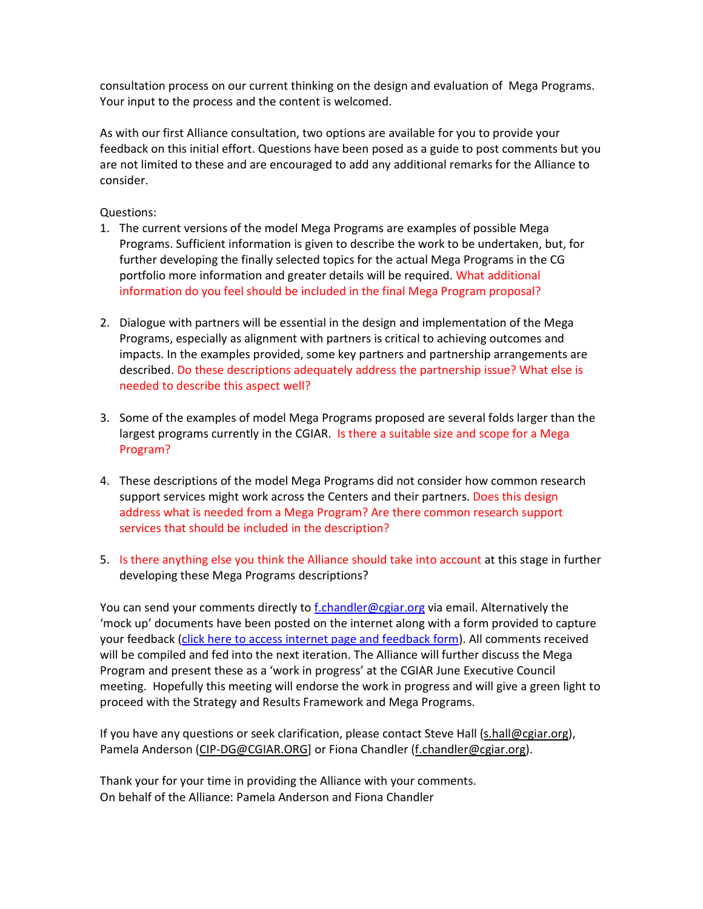consultation process on our current thinking on the design and evaluation of Mega Programs. Your input to the process and the content is welcomed.

As with our first Alliance consultation, two options are available for you to provide your feedback on this initial effort. Questions have been posed as a guide to post comments but you are not limited to these and are encouraged to add any additional remarks for the Alliance to consider.

Questions:

1. The current versions of the model Mega Programs are examples of possible Mega Programs. Sufficient information is given to describe the work to be undertaken, but, for further developing the finally selected topics for the actual Mega Programs in the CG portfolio more information and greater details will be required. What additional information do you feel should be included in the final Mega Program proposal?

2. Dialogue with partners will be essential in the design and implementation of the Mega Programs, especially as alignment with partners is critical to achieving outcomes and impacts. In the examples provided, some key partners and partnership arrangements are described. Do these descriptions adequately address the partnership issue? What else is needed to describe this aspect well?

3. Some of the examples of model Mega Programs proposed are several folds larger than the largest programs currently in the CGIAR. Is there a suitable size and scope for a Mega Program?

4. These descriptions of the model Mega Programs did not consider how common research support services might work across the Centers and their partners. Does this design address what is needed from a Mega Program? Are there common research support services that should be included in the description?

5. Is there anything else you think the Alliance should take into account at this stage in further developing these Mega Programs descriptions?

You can send your comments directly to f.chandler@cgiar.org via email. Alternatively the 'mock up' documents have been posted on the internet along with a form provided to capture your feedback (click here to access internet page and feedback form). All comments received will be compiled and fed into the next iteration. The Alliance will further discuss the Mega Program and present these as a 'work in progress' at the CGIAR June Executive Council meeting. Hopefully this meeting will endorse the work in progress and will give a green light to proceed with the Strategy and Results Framework and Mega Programs.

If you have any questions or seek clarification, please contact Steve Hall (s.hall@cgiar.org), Pamela Anderson (CIP-DG@CGIAR.ORG] or Fiona Chandler (f.chandler@cgiar.org).

Thank your for your time in providing the Alliance with your comments.
On behalf of the Alliance: Pamela Anderson and Fiona Chandler